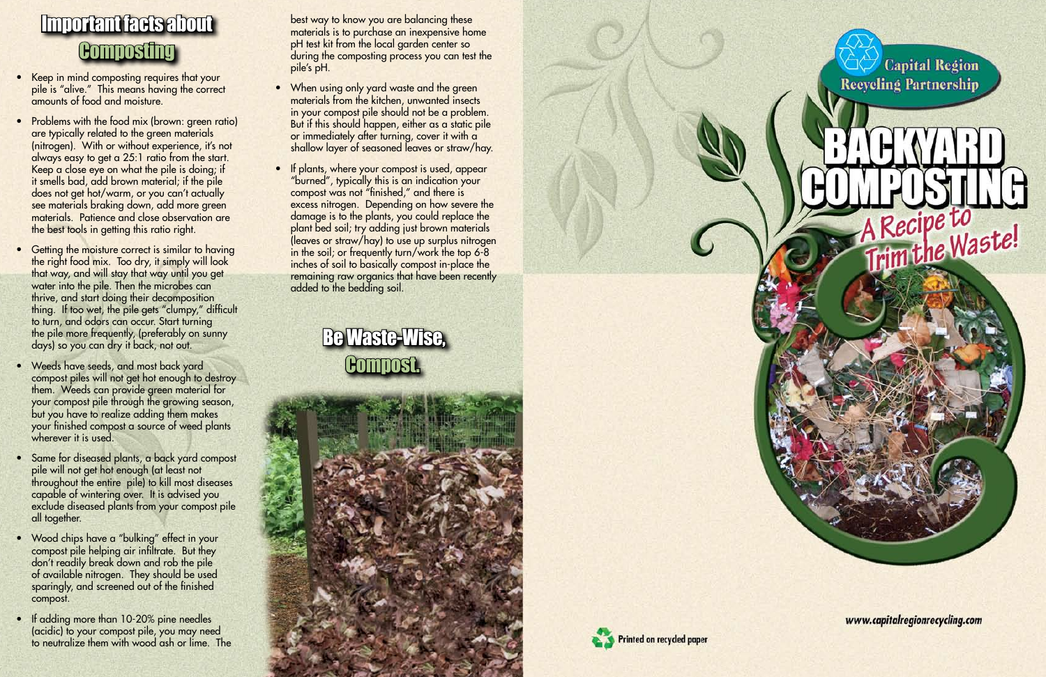# Important facts about Composting

- Keep in mind composting requires that your pile is "alive." This means having the correct amounts of food and moisture.
- Problems with the food mix (brown: green ratio) are typically related to the green materials (nitrogen). With or without experience, it's not always easy to get a 25:1 ratio from the start. Keep a close eye on what the pile is doing; if it smells bad, add brown material; if the pile does not get hot/warm, or you can't actually see materials braking down, add more green materials. Patience and close observation are the best tools in getting this ratio right.
- Getting the moisture correct is similar to having the right food mix. Too dry, it simply will look that way, and will stay that way until you get water into the pile. Then the microbes can thrive, and start doing their decomposition thing. If too wet, the pile gets "clumpy," difficult to turn, and odors can occur. Start turning the pile more frequently, (preferably on sunny days) so you can dry it back, not out.
- Weeds have seeds, and most back yard compost piles will not get hot enough to destroy them. Weeds can provide green material for your compost pile through the growing season, but you have to realize adding them makes your finished compost a source of weed plants wherever it is used.
- Same for diseased plants, a back yard compost pile will not get hot enough (at least not throughout the entire pile) to kill most diseases capable of wintering over. It is advised you exclude diseased plants from your compost pile all together.
- Wood chips have a "bulking" effect in your compost pile helping air infiltrate. But they don't readily break down and rob the pile of available nitrogen. They should be used sparingly, and screened out of the finished compost.
- If adding more than 10-20% pine needles (acidic) to your compost pile, you may need to neutralize them with wood ash or lime. The best way to know you are balancing these materials is to purchase an inexpensive home pH test kit from the local garden center so during the composting process you can test the pile's pH.
- When using only yard waste and the green materials from the kitchen, unwanted insects in your compost pile should not be a problem. But if this should happen, either as a static pile or immediately after turning, cover it with a shallow layer of seasoned leaves or straw/hay.
- If plants, where your compost is used, appear "burned", typically this is an indication your compost was not "finished," and there is excess nitrogen. Depending on how severe the damage is to the plants, you could replace the plant bed soil; try adding just brown materials (leaves or straw/hay) to use up surplus nitrogen in the soil; or frequently turn/work the top 6-8 inches of soil to basically compost in-place the remaining raw organics that have been recently added to the bedding soil.

## Be Waste-Wise, Compost.

Capital Region Recycling Partnership

# BACKYARD COMPOSTING

## A Recipe to Trim the Waste!

www.capitalregionrecycling.com

Printed on recycled paper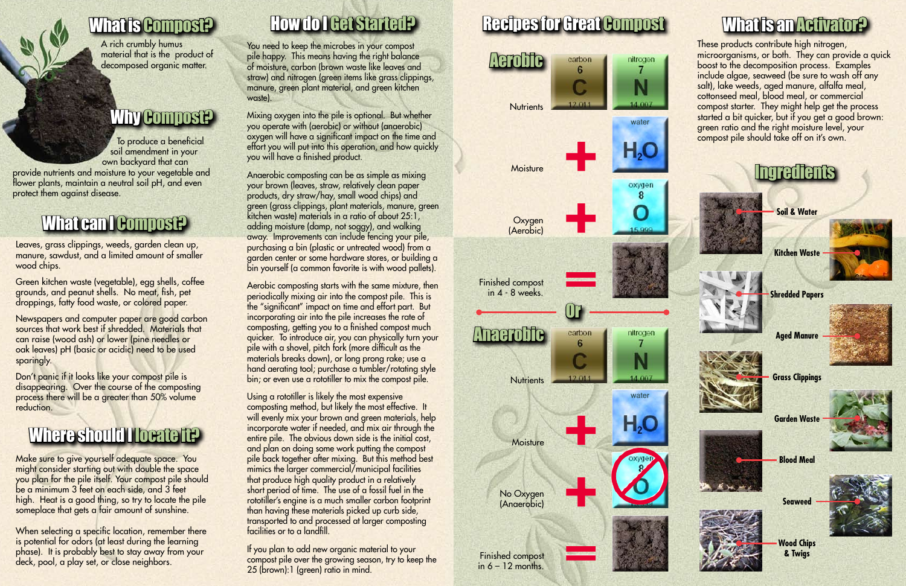## What is Compost?

A rich crumbly humus material that is the product of decomposed organic matter.

## Why Compost?

To produce a beneficial soil amendment in your own backyard that can provide nutrients and moisture to your vegetable and flower plants, maintain a neutral soil pH, and even protect them against disease.

## What can I Compost?

Leaves, grass clippings, weeds, garden clean up, manure, sawdust, and a limited amount of smaller wood chips.

Green kitchen waste (vegetable), egg shells, coffee grounds, and peanut shells. No meat, fish, pet droppings, fatty food waste, or colored paper.

Newspapers and computer paper are good carbon sources that work best if shredded. Materials that can raise (wood ash) or lower (pine needles or oak leaves) pH (basic or acidic) need to be used sparingly.

Don't panic if it looks like your compost pile is disappearing. Over the course of the composting process there will be a greater than 50% volume reduction.

## Where should I locate it?

Make sure to give yourself adequate space. You might consider starting out with double the space you plan for the pile itself. Your compost pile should be a minimum 3 feet on each side, and 3 feet high. Heat is a good thing, so try to locate the pile someplace that gets a fair amount of sunshine.

When selecting a specific location, remember there is potential for odors (at least during the learning phase). It is probably best to stay away from your deck, pool, a play set, or close neighbors.

## How do I Get Started?

You need to keep the microbes in your compost pile happy. This means having the right balance of moisture, carbon (brown waste like leaves and straw) and nitrogen (green items like grass clippings, manure, green plant material, and green kitchen waste).

Mixing oxygen into the pile is optional. But whether you operate with (aerobic) or without (anaerobic) oxygen will have a significant impact on the time and effort you will put into this operation, and how quickly you will have a finished product.

Anaerobic composting can be as simple as mixing your brown (leaves, straw, relatively clean paper products, dry straw/hay, small wood chips) and green (grass clippings, plant materials, manure, green kitchen waste) materials in a ratio of about 25:1, adding moisture (damp, not soggy), and walking away. Improvements can include fencing your pile, purchasing a bin (plastic or untreated wood) from a garden center or some hardware stores, or building a bin yourself (a common favorite is with wood pallets).

Aerobic composting starts with the same mixture, then periodically mixing air into the compost pile. This is the "significant" impact on time and effort part. But incorporating air into the pile increases the rate of composting, getting you to a finished compost much quicker. To introduce air, you can physically turn your pile with a shovel, pitch fork (more difficult as the materials breaks down), or long prong rake; use a hand aerating tool; purchase a tumbler/rotating style bin; or even use a rototiller to mix the compost pile.

Using a rototiller is likely the most expensive composting method, but likely the most effective. It will evenly mix your brown and green materials, help incorporate water if needed, and mix air through the entire pile. The obvious down side is the initial cost, and plan on doing some work putting the compost pile back together after mixing. But this method best mimics the larger commercial/municipal facilities that produce high quality product in a relatively short period of time. The use of a fossil fuel in the rototiller's engine is a much smaller carbon footprint than having these materials picked up curb side, transported to and processed at larger composting facilities or to a landfill.

If you plan to add new organic material to your compost pile over the growing season, try to keep the 25 (brown):1 (green) ratio in mind.

## Recipes for Great Compost

### Aerobic

Nutrients: carbon 6 C 12.011, nitrogen 7 N 14.007

\+ Moisture: water $H_2O$

\+ Oxygen (Aerobic): oxygen 8 O 15.999

= Finished compost in 4 - 8 weeks.

**Or**

### Anaerobic

Nutrients: carbon 6 C 12.011, nitrogen 7 N 14.007

\+ Moisture: water $H_2O$

\+ No Oxygen (Anaerobic): oxygen 8 O (crossed out)

= Finished compost in 6 – 12 months.

## What is an Activator?

These products contribute high nitrogen, microorganisms, or both. They can provide a quick boost to the decomposition process. Examples include algae, seaweed (be sure to wash off any salt), lake weeds, aged manure, alfalfa meal, cottonseed meal, blood meal, or commercial compost starter. They might help get the process started a bit quicker, but if you get a good brown: green ratio and the right moisture level, your compost pile should take off on it's own.

## Ingredients

- Soil & Water
- Kitchen Waste
- Shredded Papers
- Aged Manure
- Grass Clippings
- Garden Waste
- Blood Meal
- Seaweed
- Wood Chips & Twigs